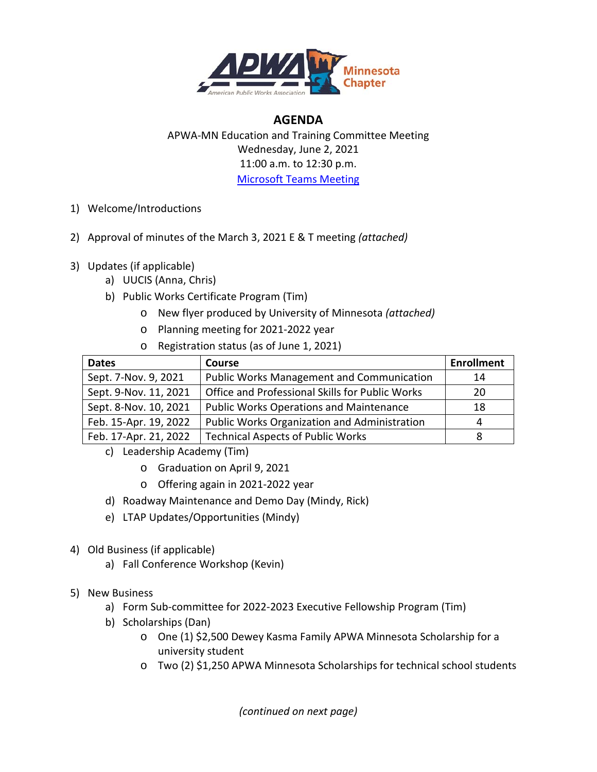# AGENDA

APWA-MN Education and Training Committee Meeting
Wednesday, June 2, 2021
11:00 a.m. to 12:30 p.m.
Microsoft Teams Meeting

1) Welcome/Introductions

2) Approval of minutes of the March 3, 2021 E & T meeting *(attached)*

3) Updates (if applicable)
   a) UUCIS (Anna, Chris)
   b) Public Works Certificate Program (Tim)
      - New flyer produced by University of Minnesota *(attached)*
      - Planning meeting for 2021-2022 year
      - Registration status (as of June 1, 2021)

| Dates | Course | Enrollment |
|---|---|---|
| Sept. 7-Nov. 9, 2021 | Public Works Management and Communication | 14 |
| Sept. 9-Nov. 11, 2021 | Office and Professional Skills for Public Works | 20 |
| Sept. 8-Nov. 10, 2021 | Public Works Operations and Maintenance | 18 |
| Feb. 15-Apr. 19, 2022 | Public Works Organization and Administration | 4 |
| Feb. 17-Apr. 21, 2022 | Technical Aspects of Public Works | 8 |

   c) Leadership Academy (Tim)
      - Graduation on April 9, 2021
      - Offering again in 2021-2022 year
   d) Roadway Maintenance and Demo Day (Mindy, Rick)
   e) LTAP Updates/Opportunities (Mindy)

4) Old Business (if applicable)
   a) Fall Conference Workshop (Kevin)

5) New Business
   a) Form Sub-committee for 2022-2023 Executive Fellowship Program (Tim)
   b) Scholarships (Dan)
      - One (1) $2,500 Dewey Kasma Family APWA Minnesota Scholarship for a university student
      - Two (2) $1,250 APWA Minnesota Scholarships for technical school students

*(continued on next page)*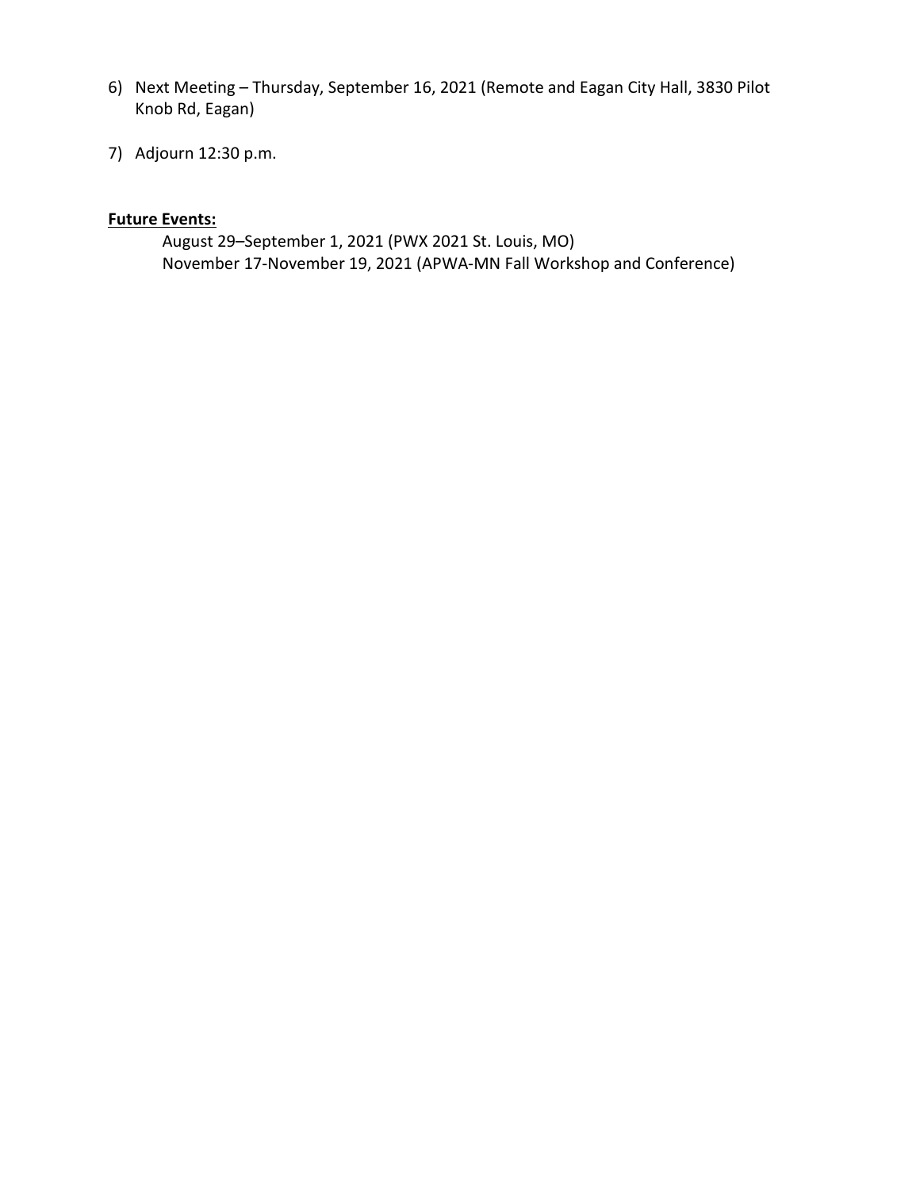6) Next Meeting – Thursday, September 16, 2021 (Remote and Eagan City Hall, 3830 Pilot Knob Rd, Eagan)

7) Adjourn 12:30 p.m.

**Future Events:**

August 29–September 1, 2021 (PWX 2021 St. Louis, MO)
November 17-November 19, 2021 (APWA-MN Fall Workshop and Conference)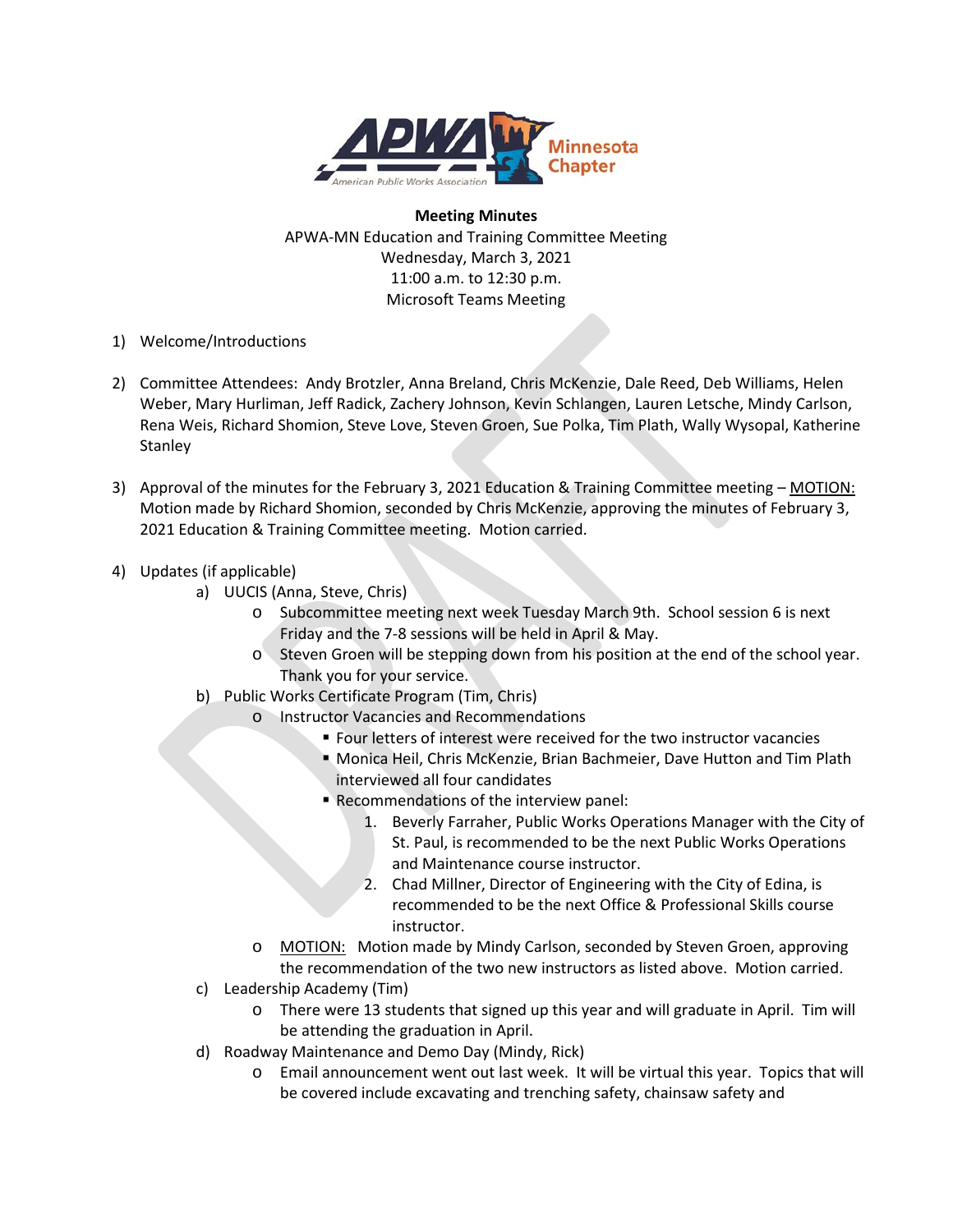**Meeting Minutes**
APWA-MN Education and Training Committee Meeting
Wednesday, March 3, 2021
11:00 a.m. to 12:30 p.m.
Microsoft Teams Meeting

1) Welcome/Introductions

2) Committee Attendees: Andy Brotzler, Anna Breland, Chris McKenzie, Dale Reed, Deb Williams, Helen Weber, Mary Hurliman, Jeff Radick, Zachery Johnson, Kevin Schlangen, Lauren Letsche, Mindy Carlson, Rena Weis, Richard Shomion, Steve Love, Steven Groen, Sue Polka, Tim Plath, Wally Wysopal, Katherine Stanley

3) Approval of the minutes for the February 3, 2021 Education & Training Committee meeting – MOTION: Motion made by Richard Shomion, seconded by Chris McKenzie, approving the minutes of February 3, 2021 Education & Training Committee meeting. Motion carried.

4) Updates (if applicable)
   a) UUCIS (Anna, Steve, Chris)
      - Subcommittee meeting next week Tuesday March 9th. School session 6 is next Friday and the 7-8 sessions will be held in April & May.
      - Steven Groen will be stepping down from his position at the end of the school year. Thank you for your service.
   b) Public Works Certificate Program (Tim, Chris)
      - Instructor Vacancies and Recommendations
         - Four letters of interest were received for the two instructor vacancies
         - Monica Heil, Chris McKenzie, Brian Bachmeier, Dave Hutton and Tim Plath interviewed all four candidates
         - Recommendations of the interview panel:
            1. Beverly Farraher, Public Works Operations Manager with the City of St. Paul, is recommended to be the next Public Works Operations and Maintenance course instructor.
            2. Chad Millner, Director of Engineering with the City of Edina, is recommended to be the next Office & Professional Skills course instructor.
      - MOTION: Motion made by Mindy Carlson, seconded by Steven Groen, approving the recommendation of the two new instructors as listed above. Motion carried.
   c) Leadership Academy (Tim)
      - There were 13 students that signed up this year and will graduate in April. Tim will be attending the graduation in April.
   d) Roadway Maintenance and Demo Day (Mindy, Rick)
      - Email announcement went out last week. It will be virtual this year. Topics that will be covered include excavating and trenching safety, chainsaw safety and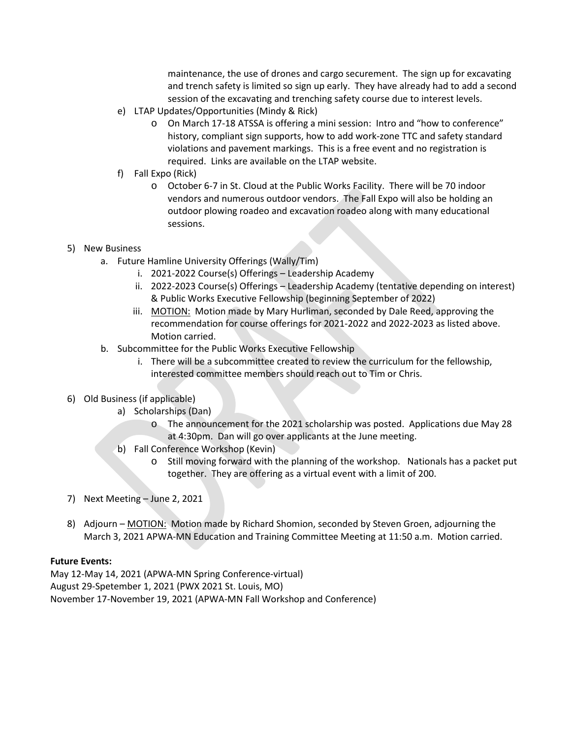maintenance, the use of drones and cargo securement. The sign up for excavating and trench safety is limited so sign up early. They have already had to add a second session of the excavating and trenching safety course due to interest levels.

e) LTAP Updates/Opportunities (Mindy & Rick)
   - On March 17-18 ATSSA is offering a mini session: Intro and "how to conference" history, compliant sign supports, how to add work-zone TTC and safety standard violations and pavement markings. This is a free event and no registration is required. Links are available on the LTAP website.

f) Fall Expo (Rick)
   - October 6-7 in St. Cloud at the Public Works Facility. There will be 70 indoor vendors and numerous outdoor vendors. The Fall Expo will also be holding an outdoor plowing roadeo and excavation roadeo along with many educational sessions.

5) New Business
   a. Future Hamline University Offerings (Wally/Tim)
      i. 2021-2022 Course(s) Offerings – Leadership Academy
      ii. 2022-2023 Course(s) Offerings – Leadership Academy (tentative depending on interest) & Public Works Executive Fellowship (beginning September of 2022)
      iii. MOTION: Motion made by Mary Hurliman, seconded by Dale Reed, approving the recommendation for course offerings for 2021-2022 and 2022-2023 as listed above. Motion carried.
   b. Subcommittee for the Public Works Executive Fellowship
      i. There will be a subcommittee created to review the curriculum for the fellowship, interested committee members should reach out to Tim or Chris.

6) Old Business (if applicable)
   a) Scholarships (Dan)
      - The announcement for the 2021 scholarship was posted. Applications due May 28 at 4:30pm. Dan will go over applicants at the June meeting.
   b) Fall Conference Workshop (Kevin)
      - Still moving forward with the planning of the workshop. Nationals has a packet put together. They are offering as a virtual event with a limit of 200.

7) Next Meeting – June 2, 2021

8) Adjourn – MOTION: Motion made by Richard Shomion, seconded by Steven Groen, adjourning the March 3, 2021 APWA-MN Education and Training Committee Meeting at 11:50 a.m. Motion carried.

**Future Events:**

May 12-May 14, 2021 (APWA-MN Spring Conference-virtual)
August 29-Spetember 1, 2021 (PWX 2021 St. Louis, MO)
November 17-November 19, 2021 (APWA-MN Fall Workshop and Conference)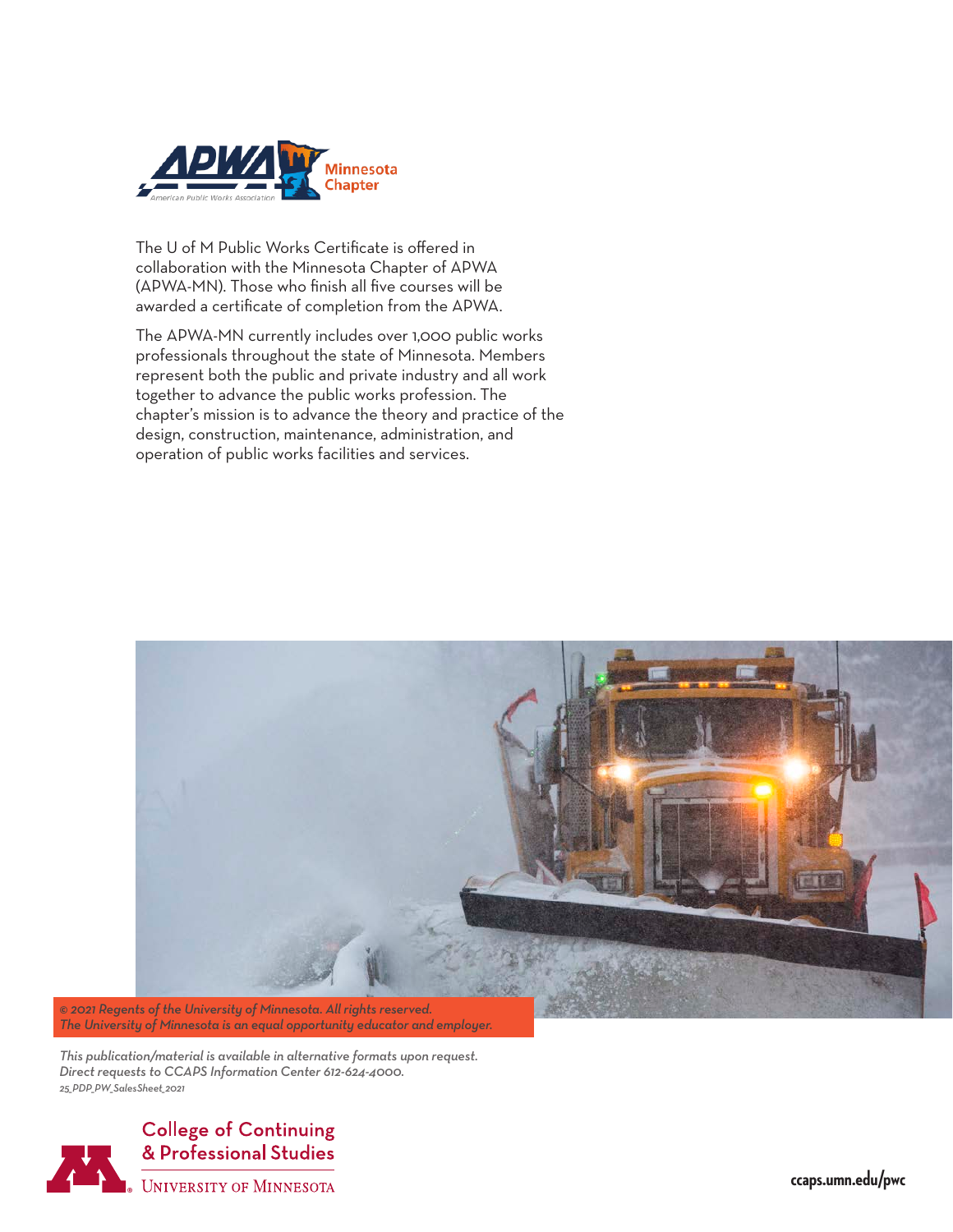The U of M Public Works Certificate is offered in collaboration with the Minnesota Chapter of APWA (APWA-MN). Those who finish all five courses will be awarded a certificate of completion from the APWA.

The APWA-MN currently includes over 1,000 public works professionals throughout the state of Minnesota. Members represent both the public and private industry and all work together to advance the public works profession. The chapter's mission is to advance the theory and practice of the design, construction, maintenance, administration, and operation of public works facilities and services.

*© 2021 Regents of the University of Minnesota. All rights reserved.*
*The University of Minnesota is an equal opportunity educator and employer.*

*This publication/material is available in alternative formats upon request.*
*Direct requests to CCAPS Information Center 612-624-4000.*
*25_PDP_PW_SalesSheet_2021*

College of Continuing & Professional Studies
University of Minnesota

ccaps.umn.edu/pwc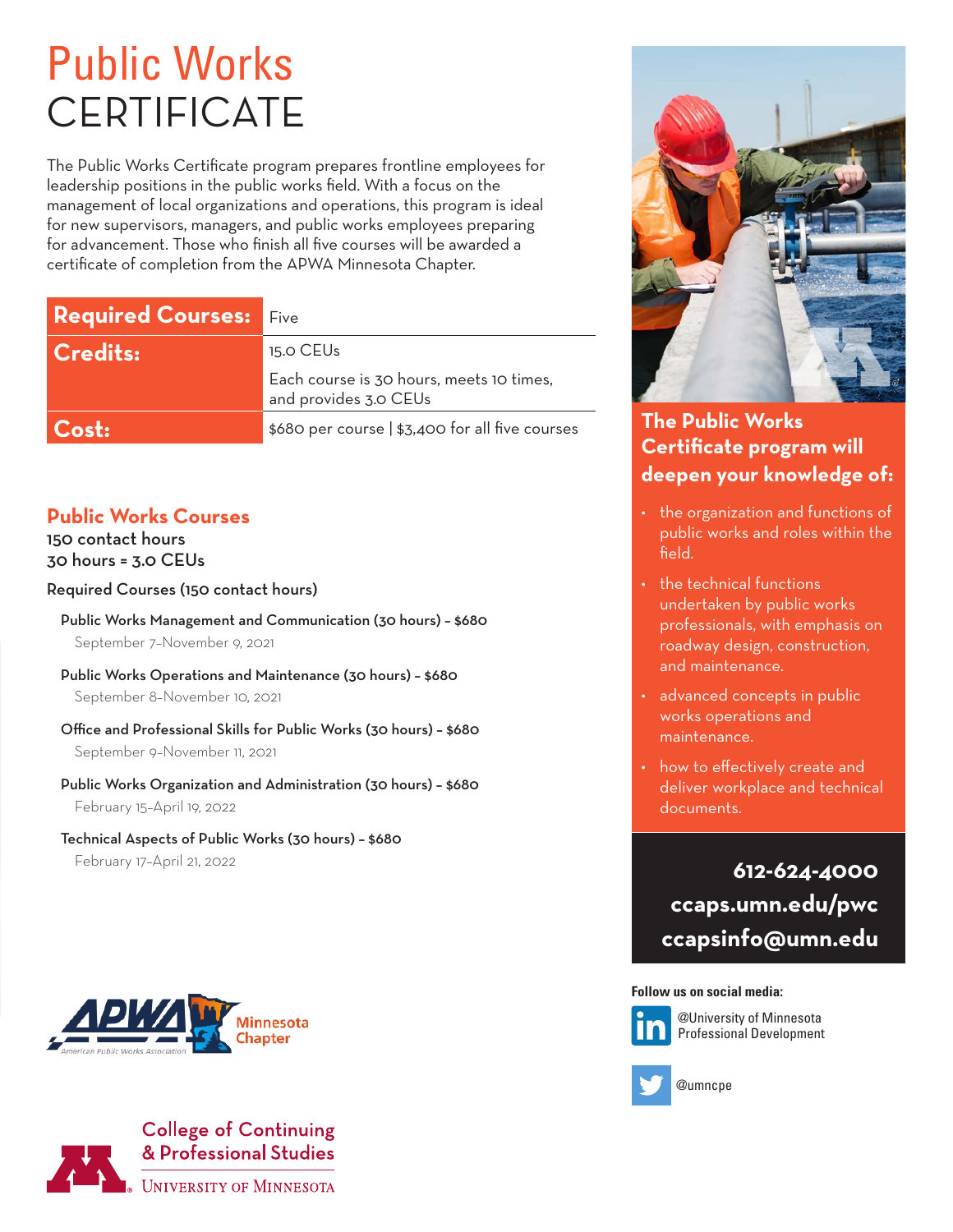# Public Works CERTIFICATE

The Public Works Certificate program prepares frontline employees for leadership positions in the public works field. With a focus on the management of local organizations and operations, this program is ideal for new supervisors, managers, and public works employees preparing for advancement. Those who finish all five courses will be awarded a certificate of completion from the APWA Minnesota Chapter.

| | |
|---|---|
| **Required Courses:** | Five |
| **Credits:** | 15.0 CEUs<br>Each course is 30 hours, meets 10 times, and provides 3.0 CEUs |
| **Cost:** | $680 per course \| $3,400 for all five courses |

## Public Works Courses

**150 contact hours**
**30 hours = 3.0 CEUs**

Required Courses (150 contact hours)

- Public Works Management and Communication (30 hours) – $680
  September 7–November 9, 2021
- Public Works Operations and Maintenance (30 hours) – $680
  September 8–November 10, 2021
- Office and Professional Skills for Public Works (30 hours) – $680
  September 9–November 11, 2021
- Public Works Organization and Administration (30 hours) – $680
  February 15–April 19, 2022
- Technical Aspects of Public Works (30 hours) – $680
  February 17–April 21, 2022

### The Public Works Certificate program will deepen your knowledge of:

- the organization and functions of public works and roles within the field.
- the technical functions undertaken by public works professionals, with emphasis on roadway design, construction, and maintenance.
- advanced concepts in public works operations and maintenance.
- how to effectively create and deliver workplace and technical documents.

**612-624-4000**
**ccaps.umn.edu/pwc**
**ccapsinfo@umn.edu**

**Follow us on social media:**

@University of Minnesota Professional Development

@umncpe

APWA American Public Works Association Minnesota Chapter

College of Continuing & Professional Studies
University of Minnesota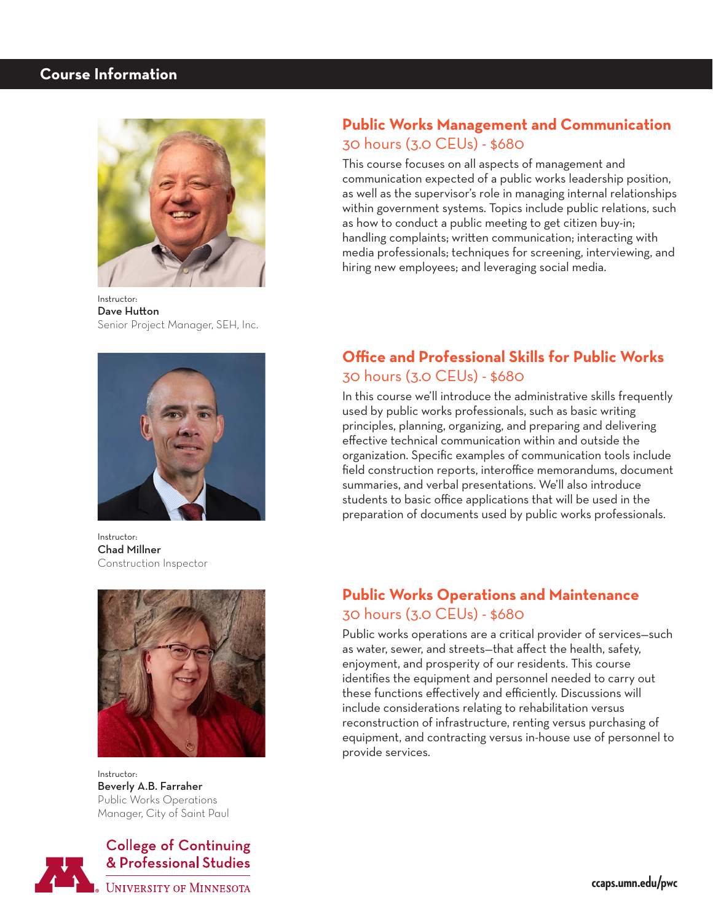## Course Information

### Public Works Management and Communication

30 hours (3.0 CEUs) - $680

This course focuses on all aspects of management and communication expected of a public works leadership position, as well as the supervisor's role in managing internal relationships within government systems. Topics include public relations, such as how to conduct a public meeting to get citizen buy-in; handling complaints; written communication; interacting with media professionals; techniques for screening, interviewing, and hiring new employees; and leveraging social media.

Instructor:
**Dave Hutton**
Senior Project Manager, SEH, Inc.

### Office and Professional Skills for Public Works

30 hours (3.0 CEUs) - $680

In this course we'll introduce the administrative skills frequently used by public works professionals, such as basic writing principles, planning, organizing, and preparing and delivering effective technical communication within and outside the organization. Specific examples of communication tools include field construction reports, interoffice memorandums, document summaries, and verbal presentations. We'll also introduce students to basic office applications that will be used in the preparation of documents used by public works professionals.

Instructor:
**Chad Millner**
Construction Inspector

### Public Works Operations and Maintenance

30 hours (3.0 CEUs) - $680

Public works operations are a critical provider of services—such as water, sewer, and streets—that affect the health, safety, enjoyment, and prosperity of our residents. This course identifies the equipment and personnel needed to carry out these functions effectively and efficiently. Discussions will include considerations relating to rehabilitation versus reconstruction of infrastructure, renting versus purchasing of equipment, and contracting versus in-house use of personnel to provide services.

Instructor:
**Beverly A.B. Farraher**
Public Works Operations Manager, City of Saint Paul

College of Continuing & Professional Studies
University of Minnesota

ccaps.umn.edu/pwc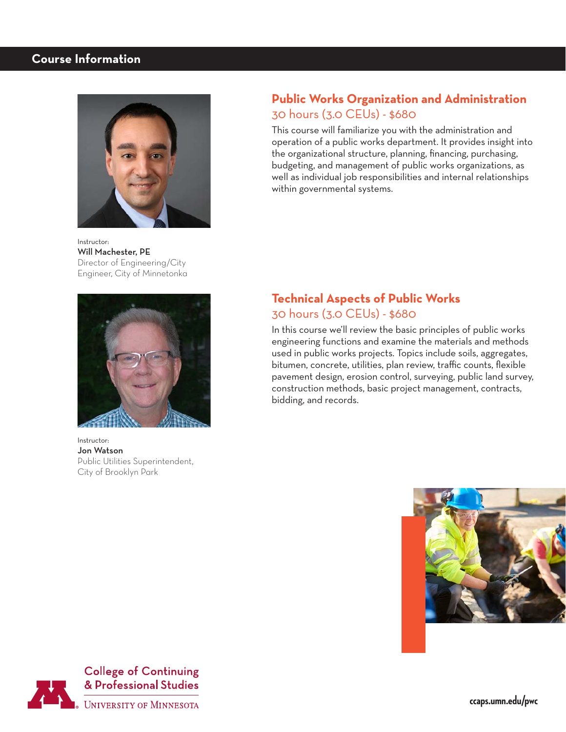## Course Information

Instructor:
**Will Machester, PE**
Director of Engineering/City Engineer, City of Minnetonka

### Public Works Organization and Administration

30 hours (3.0 CEUs) - $680

This course will familiarize you with the administration and operation of a public works department. It provides insight into the organizational structure, planning, financing, purchasing, budgeting, and management of public works organizations, as well as individual job responsibilities and internal relationships within governmental systems.

Instructor:
**Jon Watson**
Public Utilities Superintendent, City of Brooklyn Park

### Technical Aspects of Public Works

30 hours (3.0 CEUs) - $680

In this course we'll review the basic principles of public works engineering functions and examine the materials and methods used in public works projects. Topics include soils, aggregates, bitumen, concrete, utilities, plan review, traffic counts, flexible pavement design, erosion control, surveying, public land survey, construction methods, basic project management, contracts, bidding, and records.

College of Continuing & Professional Studies
University of Minnesota

ccaps.umn.edu/pwc